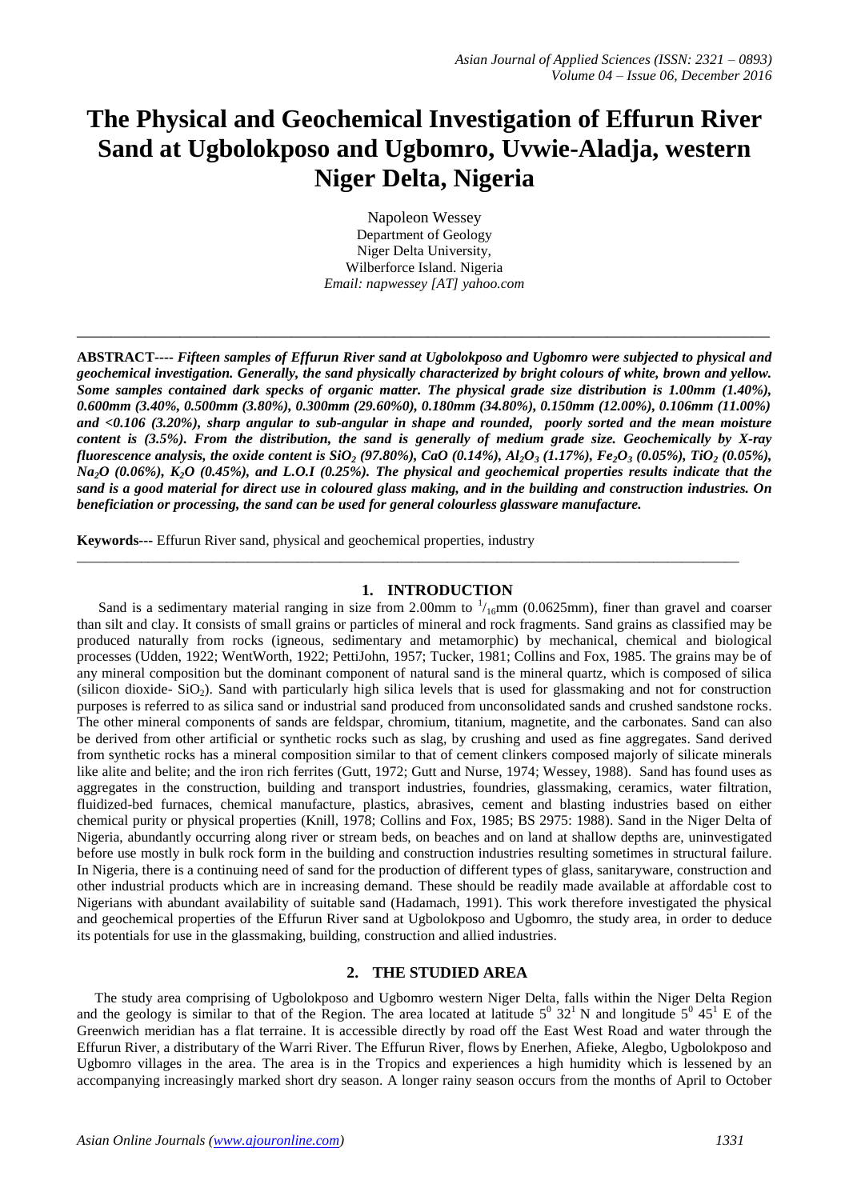# The Physical and Geochemical Investigation of Effurun River Sand at Ugbolokposo and Ugbomro, Uvwie-Aladja, western Niger Delta, Nigeria

Napoleon Wessey
Department of Geology
Niger Delta University,
Wilberforce Island. Nigeria
*Email: napwessey [AT] yahoo.com*

---

**ABSTRACT----** ***Fifteen samples of Effurun River sand at Ugbolokposo and Ugbomro were subjected to physical and geochemical investigation. Generally, the sand physically characterized by bright colours of white, brown and yellow. Some samples contained dark specks of organic matter. The physical grade size distribution is 1.00mm (1.40%), 0.600mm (3.40%, 0.500mm (3.80%), 0.300mm (29.60%0), 0.180mm (34.80%), 0.150mm (12.00%), 0.106mm (11.00%) and <0.106 (3.20%), sharp angular to sub-angular in shape and rounded, poorly sorted and the mean moisture content is (3.5%). From the distribution, the sand is generally of medium grade size. Geochemically by X-ray fluorescence analysis, the oxide content is $SiO_2$ (97.80%), CaO (0.14%), $Al_2O_3$ (1.17%), $Fe_2O_3$ (0.05%), $TiO_2$ (0.05%), $Na_2O$ (0.06%), $K_2O$ (0.45%), and L.O.I (0.25%). The physical and geochemical properties results indicate that the sand is a good material for direct use in coloured glass making, and in the building and construction industries. On beneficiation or processing, the sand can be used for general colourless glassware manufacture.***

**Keywords---** Effurun River sand, physical and geochemical properties, industry

---

## 1. INTRODUCTION

Sand is a sedimentary material ranging in size from 2.00mm to $^{1}/_{16}$mm (0.0625mm), finer than gravel and coarser than silt and clay. It consists of small grains or particles of mineral and rock fragments. Sand grains as classified may be produced naturally from rocks (igneous, sedimentary and metamorphic) by mechanical, chemical and biological processes (Udden, 1922; WentWorth, 1922; PettiJohn, 1957; Tucker, 1981; Collins and Fox, 1985. The grains may be of any mineral composition but the dominant component of natural sand is the mineral quartz, which is composed of silica (silicon dioxide- $SiO_2$). Sand with particularly high silica levels that is used for glassmaking and not for construction purposes is referred to as silica sand or industrial sand produced from unconsolidated sands and crushed sandstone rocks. The other mineral components of sands are feldspar, chromium, titanium, magnetite, and the carbonates. Sand can also be derived from other artificial or synthetic rocks such as slag, by crushing and used as fine aggregates. Sand derived from synthetic rocks has a mineral composition similar to that of cement clinkers composed majorly of silicate minerals like alite and belite; and the iron rich ferrites (Gutt, 1972; Gutt and Nurse, 1974; Wessey, 1988). Sand has found uses as aggregates in the construction, building and transport industries, foundries, glassmaking, ceramics, water filtration, fluidized-bed furnaces, chemical manufacture, plastics, abrasives, cement and blasting industries based on either chemical purity or physical properties (Knill, 1978; Collins and Fox, 1985; BS 2975: 1988). Sand in the Niger Delta of Nigeria, abundantly occurring along river or stream beds, on beaches and on land at shallow depths are, uninvestigated before use mostly in bulk rock form in the building and construction industries resulting sometimes in structural failure. In Nigeria, there is a continuing need of sand for the production of different types of glass, sanitaryware, construction and other industrial products which are in increasing demand. These should be readily made available at affordable cost to Nigerians with abundant availability of suitable sand (Hadamach, 1991). This work therefore investigated the physical and geochemical properties of the Effurun River sand at Ugbolokposo and Ugbomro, the study area, in order to deduce its potentials for use in the glassmaking, building, construction and allied industries.

## 2. THE STUDIED AREA

The study area comprising of Ugbolokposo and Ugbomro western Niger Delta, falls within the Niger Delta Region and the geology is similar to that of the Region. The area located at latitude $5^0\ 32^1$ N and longitude $5^0\ 45^1$ E of the Greenwich meridian has a flat terraine. It is accessible directly by road off the East West Road and water through the Effurun River, a distributary of the Warri River. The Effurun River, flows by Enerhen, Afieke, Alegbo, Ugbolokposo and Ugbomro villages in the area. The area is in the Tropics and experiences a high humidity which is lessened by an accompanying increasingly marked short dry season. A longer rainy season occurs from the months of April to October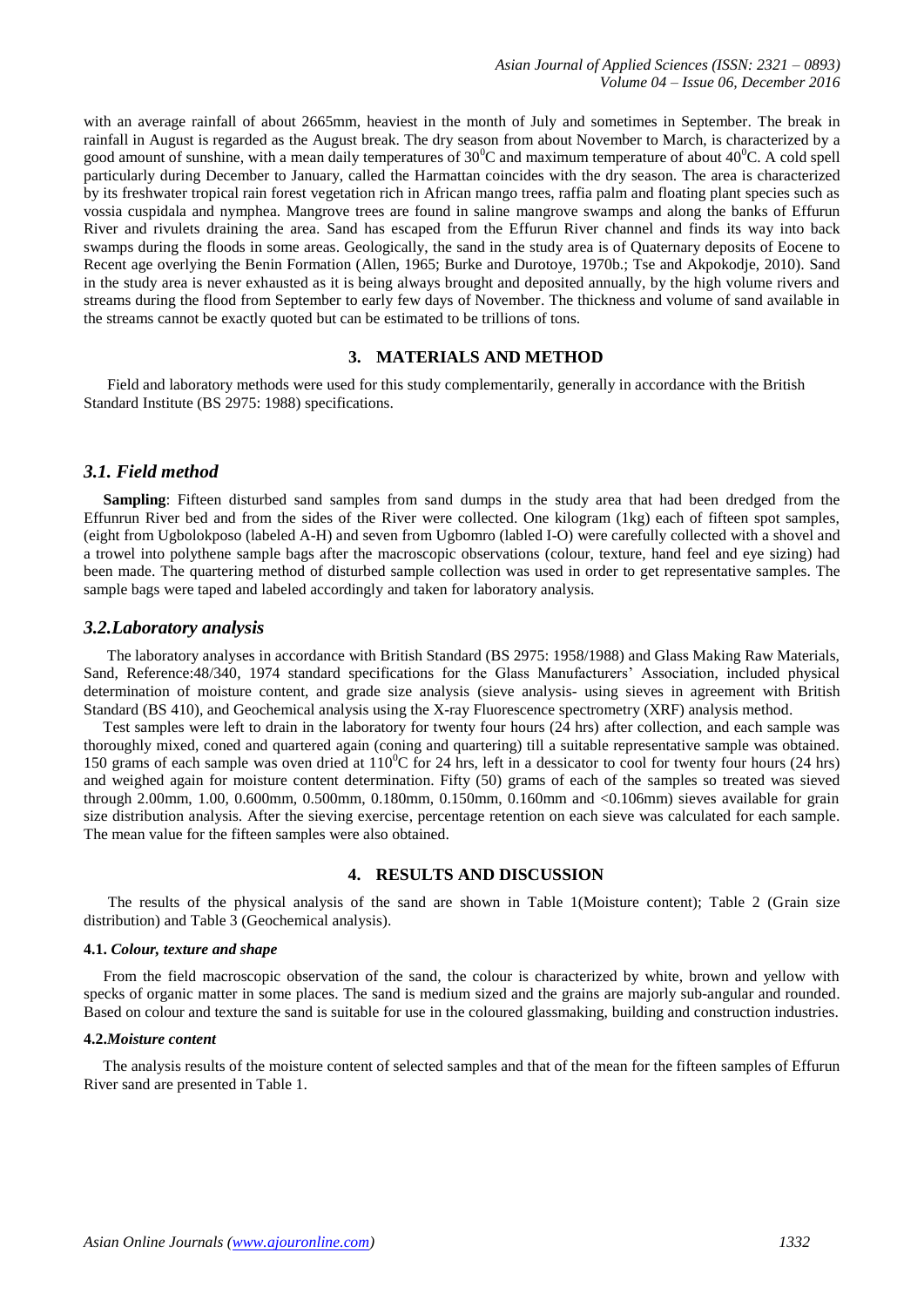with an average rainfall of about 2665mm, heaviest in the month of July and sometimes in September. The break in rainfall in August is regarded as the August break. The dry season from about November to March, is characterized by a good amount of sunshine, with a mean daily temperatures of $30^0$C and maximum temperature of about $40^0$C. A cold spell particularly during December to January, called the Harmattan coincides with the dry season. The area is characterized by its freshwater tropical rain forest vegetation rich in African mango trees, raffia palm and floating plant species such as vossia cuspidala and nymphea. Mangrove trees are found in saline mangrove swamps and along the banks of Effurun River and rivulets draining the area. Sand has escaped from the Effurun River channel and finds its way into back swamps during the floods in some areas. Geologically, the sand in the study area is of Quaternary deposits of Eocene to Recent age overlying the Benin Formation (Allen, 1965; Burke and Durotoye, 1970b.; Tse and Akpokodje, 2010). Sand in the study area is never exhausted as it is being always brought and deposited annually, by the high volume rivers and streams during the flood from September to early few days of November. The thickness and volume of sand available in the streams cannot be exactly quoted but can be estimated to be trillions of tons.

## 3. MATERIALS AND METHOD

Field and laboratory methods were used for this study complementarily, generally in accordance with the British Standard Institute (BS 2975: 1988) specifications.

### *3.1. Field method*

**Sampling**: Fifteen disturbed sand samples from sand dumps in the study area that had been dredged from the Effunrun River bed and from the sides of the River were collected. One kilogram (1kg) each of fifteen spot samples, (eight from Ugbolokposo (labeled A-H) and seven from Ugbomro (labled I-O) were carefully collected with a shovel and a trowel into polythene sample bags after the macroscopic observations (colour, texture, hand feel and eye sizing) had been made. The quartering method of disturbed sample collection was used in order to get representative samples. The sample bags were taped and labeled accordingly and taken for laboratory analysis.

### *3.2.Laboratory analysis*

The laboratory analyses in accordance with British Standard (BS 2975: 1958/1988) and Glass Making Raw Materials, Sand, Reference:48/340, 1974 standard specifications for the Glass Manufacturers' Association, included physical determination of moisture content, and grade size analysis (sieve analysis- using sieves in agreement with British Standard (BS 410), and Geochemical analysis using the X-ray Fluorescence spectrometry (XRF) analysis method.

Test samples were left to drain in the laboratory for twenty four hours (24 hrs) after collection, and each sample was thoroughly mixed, coned and quartered again (coning and quartering) till a suitable representative sample was obtained. 150 grams of each sample was oven dried at $110^0$C for 24 hrs, left in a dessicator to cool for twenty four hours (24 hrs) and weighed again for moisture content determination. Fifty (50) grams of each of the samples so treated was sieved through 2.00mm, 1.00, 0.600mm, 0.500mm, 0.180mm, 0.150mm, 0.160mm and <0.106mm) sieves available for grain size distribution analysis. After the sieving exercise, percentage retention on each sieve was calculated for each sample. The mean value for the fifteen samples were also obtained.

## 4. RESULTS AND DISCUSSION

The results of the physical analysis of the sand are shown in Table 1(Moisture content); Table 2 (Grain size distribution) and Table 3 (Geochemical analysis).

#### 4.1. *Colour, texture and shape*

From the field macroscopic observation of the sand, the colour is characterized by white, brown and yellow with specks of organic matter in some places. The sand is medium sized and the grains are majorly sub-angular and rounded. Based on colour and texture the sand is suitable for use in the coloured glassmaking, building and construction industries.

#### 4.2.*Moisture content*

The analysis results of the moisture content of selected samples and that of the mean for the fifteen samples of Effurun River sand are presented in Table 1.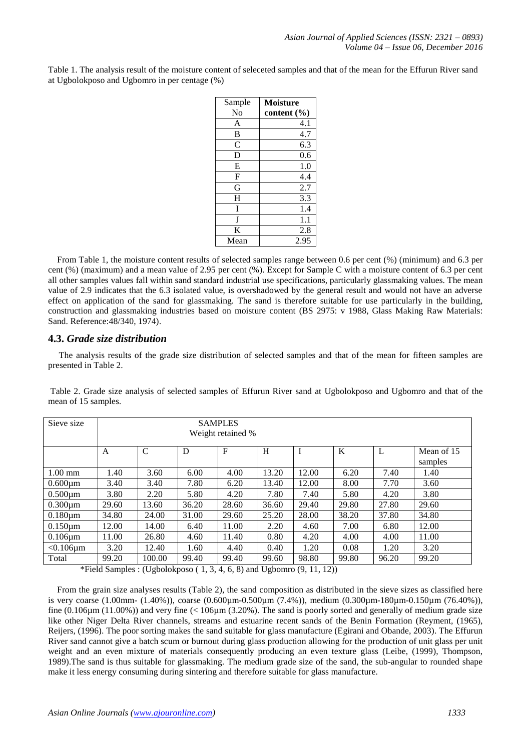Table 1. The analysis result of the moisture content of seleceted samples and that of the mean for the Effurun River sand at Ugbolokposo and Ugbomro in per centage (%)

| Sample No | **Moisture content (%)** |
|---|---|
| A | 4.1 |
| B | 4.7 |
| C | 6.3 |
| D | 0.6 |
| E | 1.0 |
| F | 4.4 |
| G | 2.7 |
| H | 3.3 |
| I | 1.4 |
| J | 1.1 |
| K | 2.8 |
| Mean | 2.95 |

From Table 1, the moisture content results of selected samples range between 0.6 per cent (%) (minimum) and 6.3 per cent (%) (maximum) and a mean value of 2.95 per cent (%). Except for Sample C with a moisture content of 6.3 per cent all other samples values fall within sand standard industrial use specifications, particularly glassmaking values. The mean value of 2.9 indicates that the 6.3 isolated value, is overshadowed by the general result and would not have an adverse effect on application of the sand for glassmaking. The sand is therefore suitable for use particularly in the building, construction and glassmaking industries based on moisture content (BS 2975: v 1988, Glass Making Raw Materials: Sand. Reference:48/340, 1974).

## 4.3. *Grade size distribution*

The analysis results of the grade size distribution of selected samples and that of the mean for fifteen samples are presented in Table 2.

Table 2. Grade size analysis of selected samples of Effurun River sand at Ugbolokposo and Ugbomro and that of the mean of 15 samples.

| Sieve size | SAMPLES Weight retained % | | | | | | | | |
|---|---|---|---|---|---|---|---|---|---|
| | A | C | D | F | H | I | K | L | Mean of 15 samples |
| 1.00 mm | 1.40 | 3.60 | 6.00 | 4.00 | 13.20 | 12.00 | 6.20 | 7.40 | 1.40 |
| 0.600µm | 3.40 | 3.40 | 7.80 | 6.20 | 13.40 | 12.00 | 8.00 | 7.70 | 3.60 |
| 0.500µm | 3.80 | 2.20 | 5.80 | 4.20 | 7.80 | 7.40 | 5.80 | 4.20 | 3.80 |
| 0.300µm | 29.60 | 13.60 | 36.20 | 28.60 | 36.60 | 29.40 | 29.80 | 27.80 | 29.60 |
| 0.180µm | 34.80 | 24.00 | 31.00 | 29.60 | 25.20 | 28.00 | 38.20 | 37.80 | 34.80 |
| 0.150µm | 12.00 | 14.00 | 6.40 | 11.00 | 2.20 | 4.60 | 7.00 | 6.80 | 12.00 |
| 0.106µm | 11.00 | 26.80 | 4.60 | 11.40 | 0.80 | 4.20 | 4.00 | 4.00 | 11.00 |
| <0.106µm | 3.20 | 12.40 | 1.60 | 4.40 | 0.40 | 1.20 | 0.08 | 1.20 | 3.20 |
| Total | 99.20 | 100.00 | 99.40 | 99.40 | 99.60 | 98.80 | 99.80 | 96.20 | 99.20 |

*Field Samples : (Ugbolokposo ( 1, 3, 4, 6, 8) and Ugbomro (9, 11, 12))

From the grain size analyses results (Table 2), the sand composition as distributed in the sieve sizes as classified here is very coarse (1.00mm- (1.40%)), coarse (0.600µm-0.500µm (7.4%)), medium (0.300µm-180µm-0.150µm (76.40%)), fine (0.106µm (11.00%)) and very fine (< 106µm (3.20%). The sand is poorly sorted and generally of medium grade size like other Niger Delta River channels, streams and estuarine recent sands of the Benin Formation (Reyment, (1965), Reijers, (1996). The poor sorting makes the sand suitable for glass manufacture (Egirani and Obande, 2003). The Effurun River sand cannot give a batch scum or burnout during glass production allowing for the production of unit glass per unit weight and an even mixture of materials consequently producing an even texture glass (Leibe, (1999), Thompson, 1989).The sand is thus suitable for glassmaking. The medium grade size of the sand, the sub-angular to rounded shape make it less energy consuming during sintering and therefore suitable for glass manufacture.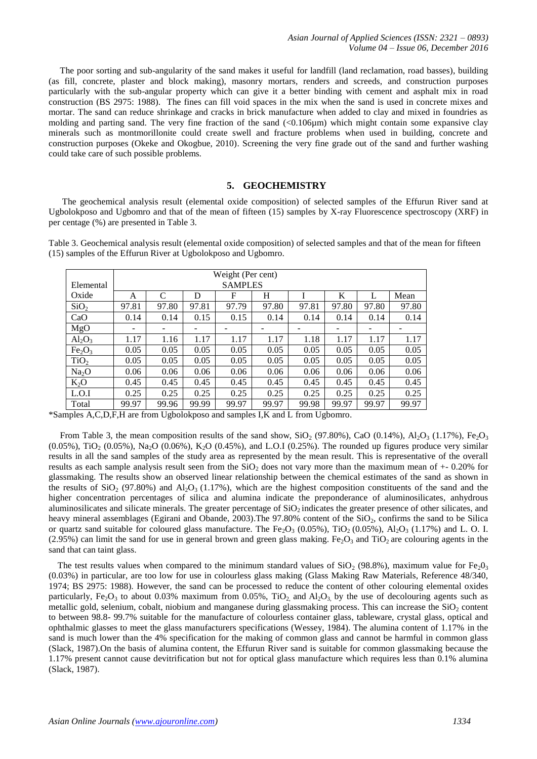The poor sorting and sub-angularity of the sand makes it useful for landfill (land reclamation, road basses), building (as fill, concrete, plaster and block making), masonry mortars, renders and screeds, and construction purposes particularly with the sub-angular property which can give it a better binding with cement and asphalt mix in road construction (BS 2975: 1988). The fines can fill void spaces in the mix when the sand is used in concrete mixes and mortar. The sand can reduce shrinkage and cracks in brick manufacture when added to clay and mixed in foundries as molding and parting sand. The very fine fraction of the sand (<0.106µm) which might contain some expansive clay minerals such as montmorillonite could create swell and fracture problems when used in building, concrete and construction purposes (Okeke and Okogbue, 2010). Screening the very fine grade out of the sand and further washing could take care of such possible problems.

## 5. GEOCHEMISTRY

The geochemical analysis result (elemental oxide composition) of selected samples of the Effurun River sand at Ugbolokposo and Ugbomro and that of the mean of fifteen (15) samples by X-ray Fluorescence spectroscopy (XRF) in per centage (%) are presented in Table 3.

Table 3. Geochemical analysis result (elemental oxide composition) of selected samples and that of the mean for fifteen (15) samples of the Effurun River at Ugbolokposo and Ugbomro.

| Elemental Oxide | Weight (Per cent) SAMPLES | | | | | | | | |
|---|---|---|---|---|---|---|---|---|---|
| | A | C | D | F | H | I | K | L | Mean |
| $SiO_2$ | 97.81 | 97.80 | 97.81 | 97.79 | 97.80 | 97.81 | 97.80 | 97.80 | 97.80 |
| CaO | 0.14 | 0.14 | 0.15 | 0.15 | 0.14 | 0.14 | 0.14 | 0.14 | 0.14 |
| MgO | - | - | - | - | - | - | - | - | - |
| $Al_2O_3$ | 1.17 | 1.16 | 1.17 | 1.17 | 1.17 | 1.18 | 1.17 | 1.17 | 1.17 |
| $Fe_2O_3$ | 0.05 | 0.05 | 0.05 | 0.05 | 0.05 | 0.05 | 0.05 | 0.05 | 0.05 |
| $TiO_2$ | 0.05 | 0.05 | 0.05 | 0.05 | 0.05 | 0.05 | 0.05 | 0.05 | 0.05 |
| $Na_2O$ | 0.06 | 0.06 | 0.06 | 0.06 | 0.06 | 0.06 | 0.06 | 0.06 | 0.06 |
| $K_2O$ | 0.45 | 0.45 | 0.45 | 0.45 | 0.45 | 0.45 | 0.45 | 0.45 | 0.45 |
| L.O.I | 0.25 | 0.25 | 0.25 | 0.25 | 0.25 | 0.25 | 0.25 | 0.25 | 0.25 |
| Total | 99.97 | 99.96 | 99.99 | 99.97 | 99.97 | 99.98 | 99.97 | 99.97 | 99.97 |

*Samples A,C,D,F,H are from Ugbolokposo and samples I,K and L from Ugbomro.

From Table 3, the mean composition results of the sand show, $SiO_2$ (97.80%), CaO (0.14%), $Al_2O_3$ (1.17%), $Fe_2O_3$ (0.05%), $TiO_2$ (0.05%), $Na_2O$ (0.06%), $K_2O$ (0.45%), and L.O.I (0.25%). The rounded up figures produce very similar results in all the sand samples of the study area as represented by the mean result. This is representative of the overall results as each sample analysis result seen from the $SiO_2$ does not vary more than the maximum mean of +- 0.20% for glassmaking. The results show an observed linear relationship between the chemical estimates of the sand as shown in the results of $SiO_2$ (97.80%) and $Al_2O_3$ (1.17%), which are the highest composition constituents of the sand and the higher concentration percentages of silica and alumina indicate the preponderance of aluminosilicates, anhydrous aluminosilicates and silicate minerals. The greater percentage of $SiO_2$ indicates the greater presence of other silicates, and heavy mineral assemblages (Egirani and Obande, 2003).The 97.80% content of the $SiO_2$, confirms the sand to be Silica or quartz sand suitable for coloured glass manufacture. The $Fe_2O_3$ (0.05%), $TiO_2$ (0.05%), $Al_2O_3$ (1.17%) and L. O. I. (2.95%) can limit the sand for use in general brown and green glass making. $Fe_2O_3$ and $TiO_2$ are colouring agents in the sand that can taint glass.

The test results values when compared to the minimum standard values of $SiO_2$ (98.8%), maximum value for $Fe_2O_3$ (0.03%) in particular, are too low for use in colourless glass making (Glass Making Raw Materials, Reference 48/340, 1974; BS 2975: 1988). However, the sand can be processed to reduce the content of other colouring elemental oxides particularly, $Fe_2O_3$ to about 0.03% maximum from 0.05%, $TiO_2$ and $Al_2O_3$ by the use of decolouring agents such as metallic gold, selenium, cobalt, niobium and manganese during glassmaking process. This can increase the $SiO_2$ content to between 98.8- 99.7% suitable for the manufacture of colourless container glass, tableware, crystal glass, optical and ophthalmic glasses to meet the glass manufacturers specifications (Wessey, 1984). The alumina content of 1.17% in the sand is much lower than the 4% specification for the making of common glass and cannot be harmful in common glass (Slack, 1987).On the basis of alumina content, the Effurun River sand is suitable for common glassmaking because the 1.17% present cannot cause devitrification but not for optical glass manufacture which requires less than 0.1% alumina (Slack, 1987).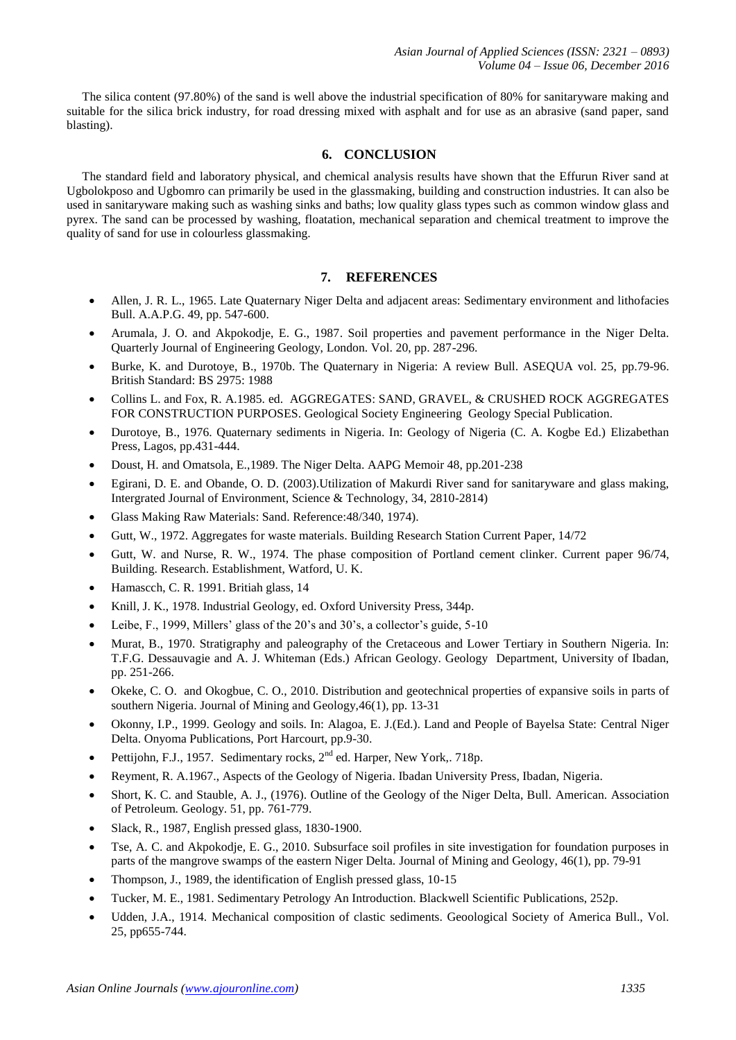The silica content (97.80%) of the sand is well above the industrial specification of 80% for sanitaryware making and suitable for the silica brick industry, for road dressing mixed with asphalt and for use as an abrasive (sand paper, sand blasting).

## 6. CONCLUSION

The standard field and laboratory physical, and chemical analysis results have shown that the Effurun River sand at Ugbolokposo and Ugbomro can primarily be used in the glassmaking, building and construction industries. It can also be used in sanitaryware making such as washing sinks and baths; low quality glass types such as common window glass and pyrex. The sand can be processed by washing, floatation, mechanical separation and chemical treatment to improve the quality of sand for use in colourless glassmaking.

## 7. REFERENCES

- Allen, J. R. L., 1965. Late Quaternary Niger Delta and adjacent areas: Sedimentary environment and lithofacies Bull. A.A.P.G. 49, pp. 547-600.
- Arumala, J. O. and Akpokodje, E. G., 1987. Soil properties and pavement performance in the Niger Delta. Quarterly Journal of Engineering Geology, London. Vol. 20, pp. 287-296.
- Burke, K. and Durotoye, B., 1970b. The Quaternary in Nigeria: A review Bull. ASEQUA vol. 25, pp.79-96. British Standard: BS 2975: 1988
- Collins L. and Fox, R. A.1985. ed. AGGREGATES: SAND, GRAVEL, & CRUSHED ROCK AGGREGATES FOR CONSTRUCTION PURPOSES. Geological Society Engineering Geology Special Publication.
- Durotoye, B., 1976. Quaternary sediments in Nigeria. In: Geology of Nigeria (C. A. Kogbe Ed.) Elizabethan Press, Lagos, pp.431-444.
- Doust, H. and Omatsola, E.,1989. The Niger Delta. AAPG Memoir 48, pp.201-238
- Egirani, D. E. and Obande, O. D. (2003).Utilization of Makurdi River sand for sanitaryware and glass making, Intergrated Journal of Environment, Science & Technology, 34, 2810-2814)
- Glass Making Raw Materials: Sand. Reference:48/340, 1974).
- Gutt, W., 1972. Aggregates for waste materials. Building Research Station Current Paper, 14/72
- Gutt, W. and Nurse, R. W., 1974. The phase composition of Portland cement clinker. Current paper 96/74, Building. Research. Establishment, Watford, U. K.
- Hamascch, C. R. 1991. Britiah glass, 14
- Knill, J. K., 1978. Industrial Geology, ed. Oxford University Press, 344p.
- Leibe, F., 1999, Millers' glass of the 20's and 30's, a collector's guide, 5-10
- Murat, B., 1970. Stratigraphy and paleography of the Cretaceous and Lower Tertiary in Southern Nigeria. In: T.F.G. Dessauvagie and A. J. Whiteman (Eds.) African Geology. Geology Department, University of Ibadan, pp. 251-266.
- Okeke, C. O. and Okogbue, C. O., 2010. Distribution and geotechnical properties of expansive soils in parts of southern Nigeria. Journal of Mining and Geology,46(1), pp. 13-31
- Okonny, I.P., 1999. Geology and soils. In: Alagoa, E. J.(Ed.). Land and People of Bayelsa State: Central Niger Delta. Onyoma Publications, Port Harcourt, pp.9-30.
- Pettijohn, F.J., 1957. Sedimentary rocks, 2nd ed. Harper, New York,. 718p.
- Reyment, R. A.1967., Aspects of the Geology of Nigeria. Ibadan University Press, Ibadan, Nigeria.
- Short, K. C. and Stauble, A. J., (1976). Outline of the Geology of the Niger Delta, Bull. American. Association of Petroleum. Geology. 51, pp. 761-779.
- Slack, R., 1987, English pressed glass, 1830-1900.
- Tse, A. C. and Akpokodje, E. G., 2010. Subsurface soil profiles in site investigation for foundation purposes in parts of the mangrove swamps of the eastern Niger Delta. Journal of Mining and Geology, 46(1), pp. 79-91
- Thompson, J., 1989, the identification of English pressed glass, 10-15
- Tucker, M. E., 1981. Sedimentary Petrology An Introduction. Blackwell Scientific Publications, 252p.
- Udden, J.A., 1914. Mechanical composition of clastic sediments. Geoological Society of America Bull., Vol. 25, pp655-744.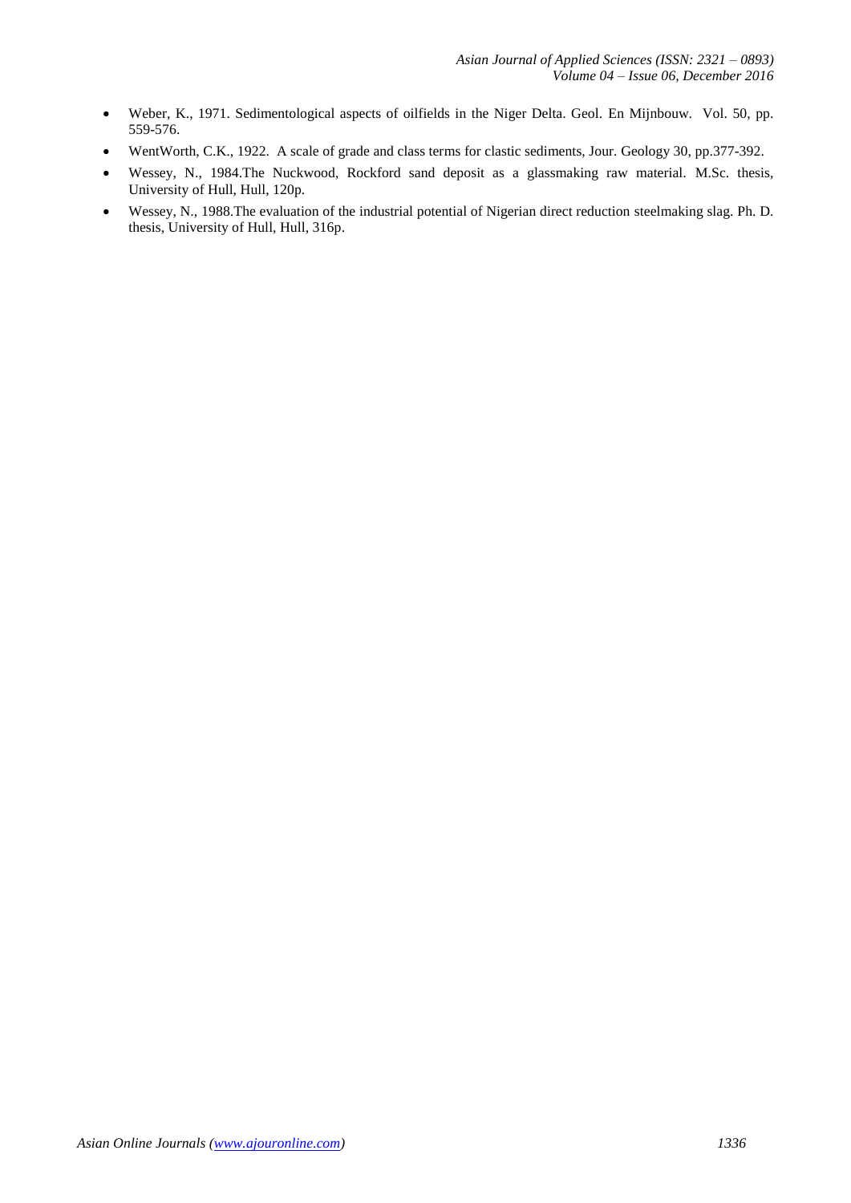- Weber, K., 1971. Sedimentological aspects of oilfields in the Niger Delta. Geol. En Mijnbouw. Vol. 50, pp. 559-576.
- WentWorth, C.K., 1922. A scale of grade and class terms for clastic sediments, Jour. Geology 30, pp.377-392.
- Wessey, N., 1984.The Nuckwood, Rockford sand deposit as a glassmaking raw material. M.Sc. thesis, University of Hull, Hull, 120p.
- Wessey, N., 1988.The evaluation of the industrial potential of Nigerian direct reduction steelmaking slag. Ph. D. thesis, University of Hull, Hull, 316p.